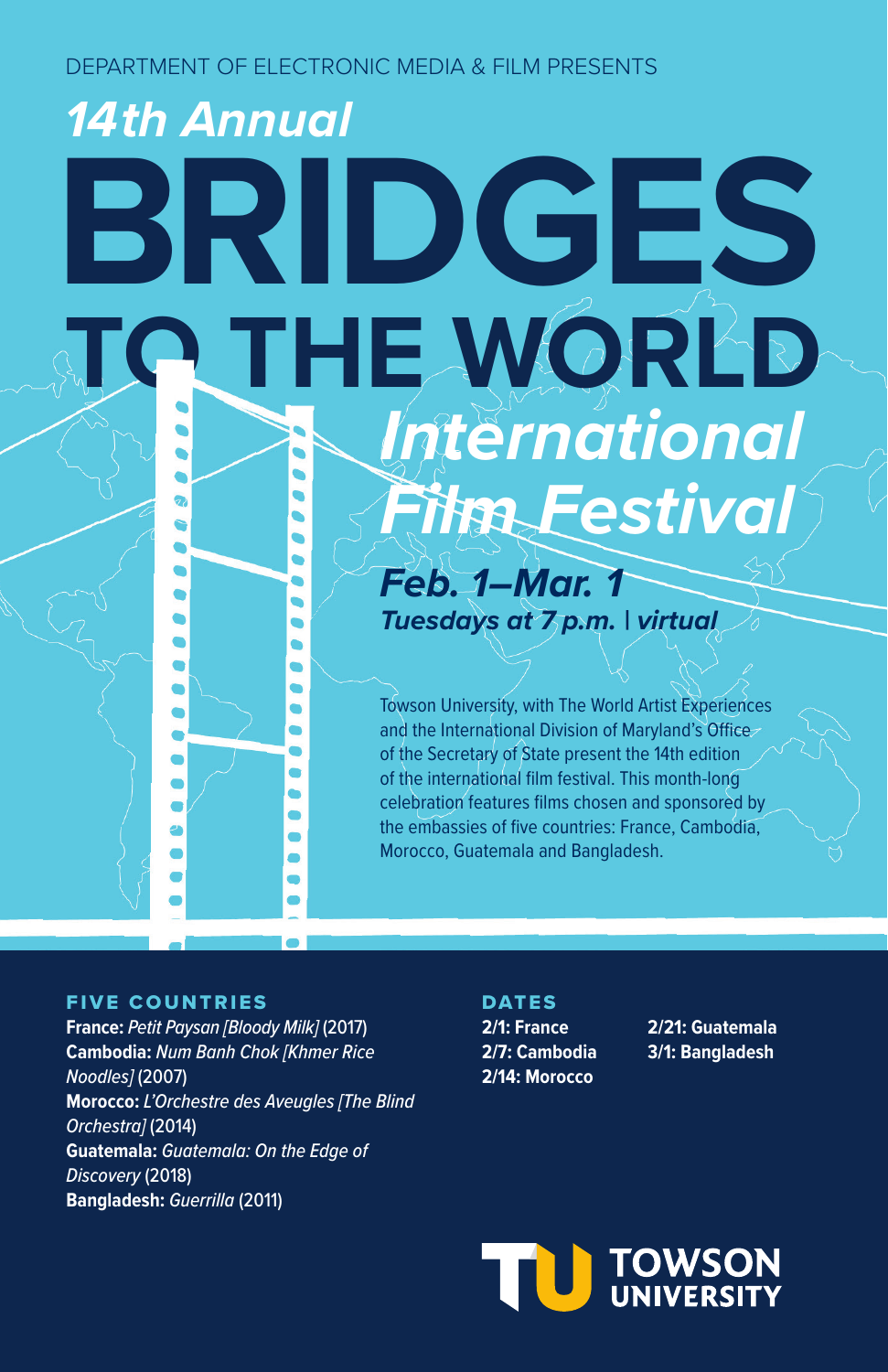DEPARTMENT OF ELECTRONIC MEDIA & FILM PRESENTS

*14th Annual*

# BRIDGES TO THE WORLD

## *International Film Festival*

***Feb. 1–Mar. 1***
***Tuesdays at 7 p.m. | virtual***

Towson University, with The World Artist Experiences and the International Division of Maryland's Office of the Secretary of State present the 14th edition of the international film festival. This month-long celebration features films chosen and sponsored by the embassies of five countries: France, Cambodia, Morocco, Guatemala and Bangladesh.

### FIVE COUNTRIES

**France:** *Petit Paysan [Bloody Milk]* (2017)
**Cambodia:** *Num Banh Chok [Khmer Rice Noodles]* (2007)
**Morocco:** *L'Orchestre des Aveugles [The Blind Orchestra]* (2014)
**Guatemala:** *Guatemala: On the Edge of Discovery* (2018)
**Bangladesh:** *Guerrilla* (2011)

### DATES

**2/1: France**
**2/7: Cambodia**
**2/14: Morocco**
**2/21: Guatemala**
**3/1: Bangladesh**

TOWSON UNIVERSITY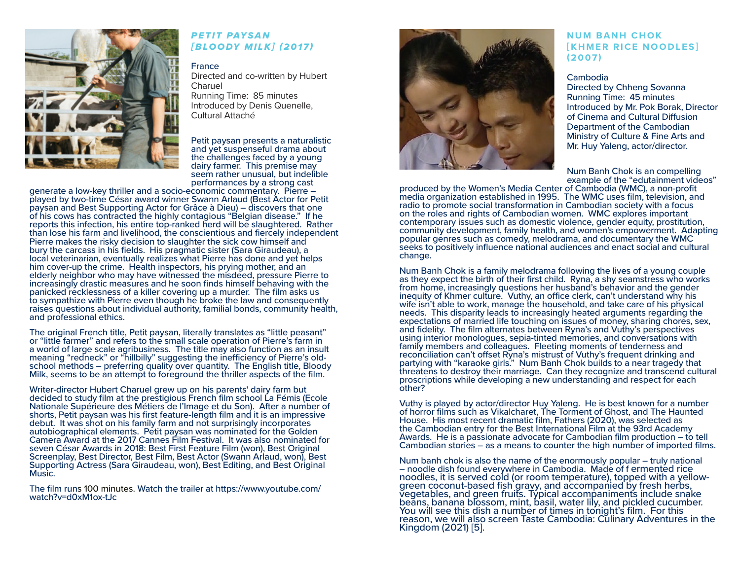## *PETIT PAYSAN [BLOODY MILK] (2017)*

France
Directed and co-written by Hubert Charuel
Running Time: 85 minutes
Introduced by Denis Quenelle, Cultural Attaché

Petit paysan presents a naturalistic and yet suspenseful drama about the challenges faced by a young dairy farmer. This premise may seem rather unusual, but indelible performances by a strong cast generate a low-key thriller and a socio-economic commentary. Pierre – played by two-time César award winner Swann Arlaud (Best Actor for Petit paysan and Best Supporting Actor for Grâce à Dieu) – discovers that one of his cows has contracted the highly contagious "Belgian disease." If he reports this infection, his entire top-ranked herd will be slaughtered. Rather than lose his farm and livelihood, the conscientious and fiercely independent Pierre makes the risky decision to slaughter the sick cow himself and bury the carcass in his fields. His pragmatic sister (Sara Giraudeau), a local veterinarian, eventually realizes what Pierre has done and yet helps him cover-up the crime. Health inspectors, his prying mother, and an elderly neighbor who may have witnessed the misdeed, pressure Pierre to increasingly drastic measures and he soon finds himself behaving with the panicked recklessness of a killer covering up a murder. The film asks us to sympathize with Pierre even though he broke the law and consequently raises questions about individual authority, familial bonds, community health, and professional ethics.

The original French title, Petit paysan, literally translates as "little peasant" or "little farmer" and refers to the small scale operation of Pierre's farm in a world of large scale agribusiness. The title may also function as an insult meaning "redneck" or "hillbilly" suggesting the inefficiency of Pierre's old-school methods – preferring quality over quantity. The English title, Bloody Milk, seems to be an attempt to foreground the thriller aspects of the film.

Writer-director Hubert Charuel grew up on his parents' dairy farm but decided to study film at the prestigious French film school La Fémis (Ecole Nationale Supérieure des Métiers de l'Image et du Son). After a number of shorts, Petit paysan was his first feature-length film and it is an impressive debut. It was shot on his family farm and not surprisingly incorporates autobiographical elements. Petit paysan was nominated for the Golden Camera Award at the 2017 Cannes Film Festival. It was also nominated for seven César Awards in 2018: Best First Feature Film (won), Best Original Screenplay, Best Director, Best Film, Best Actor (Swann Arlaud, won), Best Supporting Actress (Sara Giraudeau, won), Best Editing, and Best Original Music.

The film runs 100 minutes. Watch the trailer at https://www.youtube.com/watch?v=d0xM1ox-tJc

## NUM BANH CHOK [KHMER RICE NOODLES] (2007)

Cambodia
Directed by Chheng Sovanna
Running Time: 45 minutes
Introduced by Mr. Pok Borak, Director of Cinema and Cultural Diffusion Department of the Cambodian Ministry of Culture & Fine Arts and Mr. Huy Yaleng, actor/director.

Num Banh Chok is an compelling example of the "edutainment videos" produced by the Women's Media Center of Cambodia (WMC), a non-profit media organization established in 1995. The WMC uses film, television, and radio to promote social transformation in Cambodian society with a focus on the roles and rights of Cambodian women. WMC explores important contemporary issues such as domestic violence, gender equity, prostitution, community development, family health, and women's empowerment. Adapting popular genres such as comedy, melodrama, and documentary the WMC seeks to positively influence national audiences and enact social and cultural change.

Num Banh Chok is a family melodrama following the lives of a young couple as they expect the birth of their first child. Ryna, a shy seamstress who works from home, increasingly questions her husband's behavior and the gender inequity of Khmer culture. Vuthy, an office clerk, can't understand why his wife isn't able to work, manage the household, and take care of his physical needs. This disparity leads to increasingly heated arguments regarding the expectations of married life touching on issues of money, sharing chores, sex, and fidelity. The film alternates between Ryna's and Vuthy's perspectives using interior monologues, sepia-tinted memories, and conversations with family members and colleagues. Fleeting moments of tenderness and reconciliation can't offset Ryna's mistrust of Vuthy's frequent drinking and partying with "karaoke girls." Num Banh Chok builds to a near tragedy that threatens to destroy their marriage. Can they recognize and transcend cultural proscriptions while developing a new understanding and respect for each other?

Vuthy is played by actor/director Huy Yaleng. He is best known for a number of horror films such as Vikalcharet, The Torment of Ghost, and The Haunted House. His most recent dramatic film, Fathers (2020), was selected as the Cambodian entry for the Best International Film at the 93rd Academy Awards. He is a passionate advocate for Cambodian film production – to tell Cambodian stories – as a means to counter the high number of imported films.

Num banh chok is also the name of the enormously popular – truly national – noodle dish found everywhere in Cambodia. Made of f ermented rice noodles, it is served cold (or room temperature), topped with a yellow-green coconut-based fish gravy, and accompanied by fresh herbs, vegetables, and green fruits. Typical accompaniments include snake beans, banana blossom, mint, basil, water lily, and pickled cucumber. You will see this dish a number of times in tonight's film. For this reason, we will also screen Taste Cambodia: Culinary Adventures in the Kingdom (2021) [5].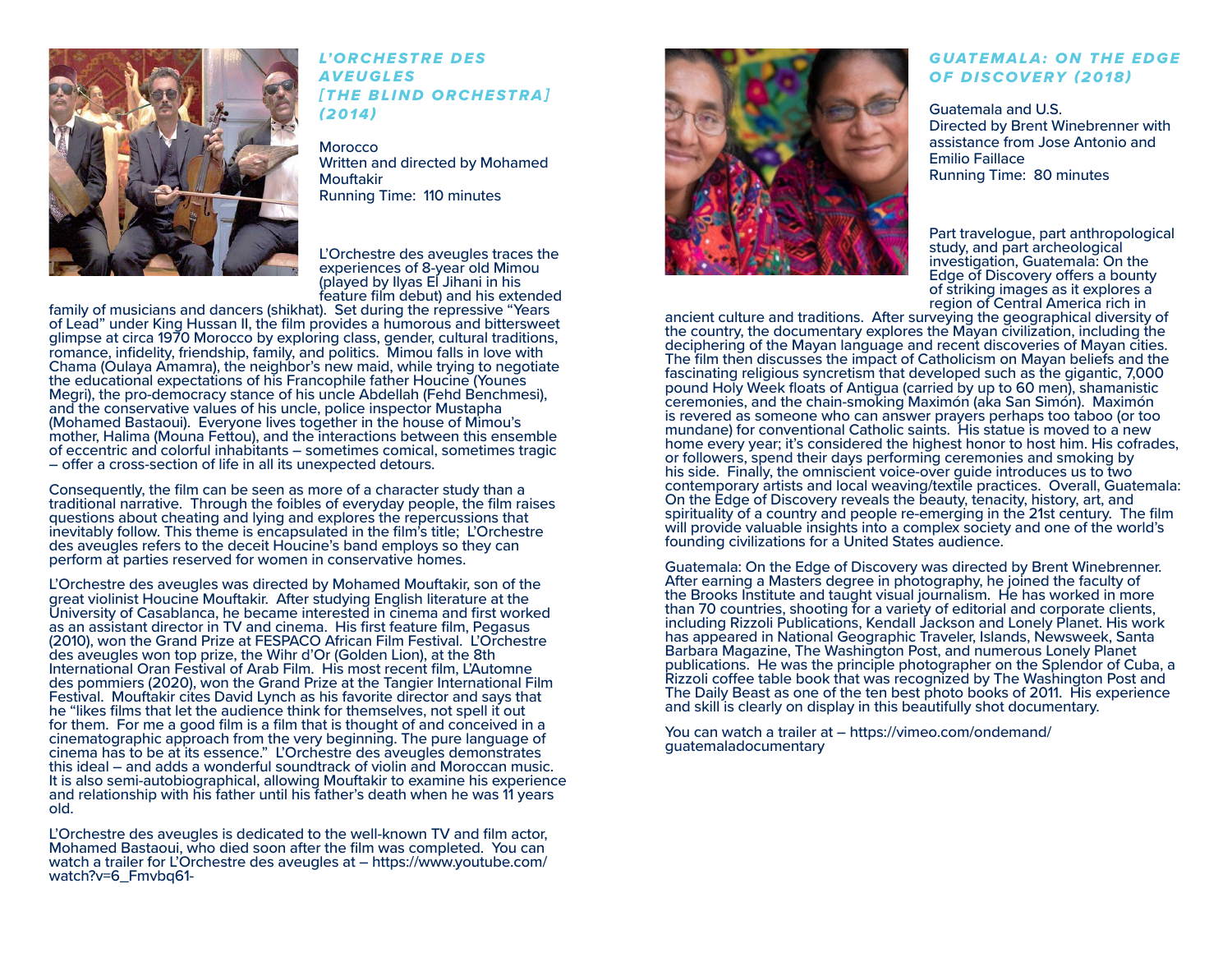## *L'ORCHESTRE DES AVEUGLES [THE BLIND ORCHESTRA] (2014)*

Morocco
Written and directed by Mohamed Mouftakir
Running Time: 110 minutes

L'Orchestre des aveugles traces the experiences of 8-year old Mimou (played by Ilyas El Jihani in his feature film debut) and his extended family of musicians and dancers (shikhat). Set during the repressive "Years of Lead" under King Hussan II, the film provides a humorous and bittersweet glimpse at circa 1970 Morocco by exploring class, gender, cultural traditions, romance, infidelity, friendship, family, and politics. Mimou falls in love with Chama (Oulaya Amamra), the neighbor's new maid, while trying to negotiate the educational expectations of his Francophile father Houcine (Younes Megri), the pro-democracy stance of his uncle Abdellah (Fehd Benchmesi), and the conservative values of his uncle, police inspector Mustapha (Mohamed Bastaoui). Everyone lives together in the house of Mimou's mother, Halima (Mouna Fettou), and the interactions between this ensemble of eccentric and colorful inhabitants – sometimes comical, sometimes tragic – offer a cross-section of life in all its unexpected detours.

Consequently, the film can be seen as more of a character study than a traditional narrative. Through the foibles of everyday people, the film raises questions about cheating and lying and explores the repercussions that inevitably follow. This theme is encapsulated in the film's title; L'Orchestre des aveugles refers to the deceit Houcine's band employs so they can perform at parties reserved for women in conservative homes.

L'Orchestre des aveugles was directed by Mohamed Mouftakir, son of the great violinist Houcine Mouftakir. After studying English literature at the University of Casablanca, he became interested in cinema and first worked as an assistant director in TV and cinema. His first feature film, Pegasus (2010), won the Grand Prize at FESPACO African Film Festival. L'Orchestre des aveugles won top prize, the Wihr d'Or (Golden Lion), at the 8th International Oran Festival of Arab Film. His most recent film, L'Automne des pommiers (2020), won the Grand Prize at the Tangier International Film Festival. Mouftakir cites David Lynch as his favorite director and says that he "likes films that let the audience think for themselves, not spell it out for them. For me a good film is a film that is thought of and conceived in a cinematographic approach from the very beginning. The pure language of cinema has to be at its essence." L'Orchestre des aveugles demonstrates this ideal – and adds a wonderful soundtrack of violin and Moroccan music. It is also semi-autobiographical, allowing Mouftakir to examine his experience and relationship with his father until his father's death when he was 11 years old.

L'Orchestre des aveugles is dedicated to the well-known TV and film actor, Mohamed Bastaoui, who died soon after the film was completed. You can watch a trailer for L'Orchestre des aveugles at – https://www.youtube.com/watch?v=6_Fmvbq61-

## *GUATEMALA: ON THE EDGE OF DISCOVERY (2018)*

Guatemala and U.S.
Directed by Brent Winebrenner with assistance from Jose Antonio and Emilio Faillace
Running Time: 80 minutes

Part travelogue, part anthropological study, and part archeological investigation, Guatemala: On the Edge of Discovery offers a bounty of striking images as it explores a region of Central America rich in ancient culture and traditions. After surveying the geographical diversity of the country, the documentary explores the Mayan civilization, including the deciphering of the Mayan language and recent discoveries of Mayan cities. The film then discusses the impact of Catholicism on Mayan beliefs and the fascinating religious syncretism that developed such as the gigantic, 7,000 pound Holy Week floats of Antigua (carried by up to 60 men), shamanistic ceremonies, and the chain-smoking Maximón (aka San Simón). Maximón is revered as someone who can answer prayers perhaps too taboo (or too mundane) for conventional Catholic saints. His statue is moved to a new home every year; it's considered the highest honor to host him. His cofrades, or followers, spend their days performing ceremonies and smoking by his side. Finally, the omniscient voice-over guide introduces us to two contemporary artists and local weaving/textile practices. Overall, Guatemala: On the Edge of Discovery reveals the beauty, tenacity, history, art, and spirituality of a country and people re-emerging in the 21st century. The film will provide valuable insights into a complex society and one of the world's founding civilizations for a United States audience.

Guatemala: On the Edge of Discovery was directed by Brent Winebrenner. After earning a Masters degree in photography, he joined the faculty of the Brooks Institute and taught visual journalism. He has worked in more than 70 countries, shooting for a variety of editorial and corporate clients, including Rizzoli Publications, Kendall Jackson and Lonely Planet. His work has appeared in National Geographic Traveler, Islands, Newsweek, Santa Barbara Magazine, The Washington Post, and numerous Lonely Planet publications. He was the principle photographer on the Splendor of Cuba, a Rizzoli coffee table book that was recognized by The Washington Post and The Daily Beast as one of the ten best photo books of 2011. His experience and skill is clearly on display in this beautifully shot documentary.

You can watch a trailer at – https://vimeo.com/ondemand/guatemaladocumentary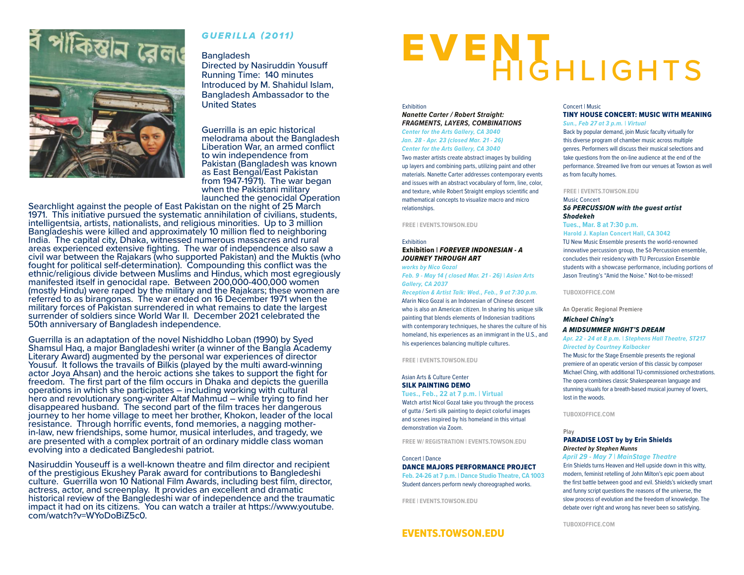## *GUERILLA (2011)*

Bangladesh
Directed by Nasiruddin Yousuff
Running Time: 140 minutes
Introduced by M. Shahidul Islam, Bangladesh Ambassador to the United States

Guerrilla is an epic historical melodrama about the Bangladesh Liberation War, an armed conflict to win independence from Pakistan (Bangladesh was known as East Bengal/East Pakistan from 1947-1971). The war began when the Pakistani military launched the genocidal Operation Searchlight against the people of East Pakistan on the night of 25 March 1971. This initiative pursued the systematic annihilation of civilians, students, intelligentsia, artists, nationalists, and religious minorities. Up to 3 million Bangladeshis were killed and approximately 10 million fled to neighboring India. The capital city, Dhaka, witnessed numerous massacres and rural areas experienced extensive fighting. The war of independence also saw a civil war between the Rajakars (who supported Pakistan) and the Muktis (who fought for political self-determination). Compounding this conflict was the ethnic/religious divide between Muslims and Hindus, which most egregiously manifested itself in genocidal rape. Between 200,000-400,000 women (mostly Hindu) were raped by the military and the Rajakars; these women are referred to as birangonas. The war ended on 16 December 1971 when the military forces of Pakistan surrendered in what remains to date the largest surrender of soldiers since World War II. December 2021 celebrated the 50th anniversary of Bangladesh independence.

Guerrilla is an adaptation of the novel Nishiddho Loban (1990) by Syed Shamsul Haq, a major Bangladeshi writer (a winner of the Bangla Academy Literary Award) augmented by the personal war experiences of director Yousuf. It follows the travails of Bilkis (played by the multi award-winning actor Joya Ahsan) and the heroic actions she takes to support the fight for freedom. The first part of the film occurs in Dhaka and depicts the guerilla operations in which she participates – including working with cultural hero and revolutionary song-writer Altaf Mahmud – while trying to find her disappeared husband. The second part of the film traces her dangerous journey to her home village to meet her brother, Khokon, leader of the local resistance. Through horrific events, fond memories, a nagging mother-in-law, new friendships, some humor, musical interludes, and tragedy, we are presented with a complex portrait of an ordinary middle class woman evolving into a dedicated Bangledeshi patriot.

Nasiruddin Youseuff is a well-known theatre and film director and recipient of the prestigious Ekushey Parak award for contributions to Bangledeshi culture. Guerrilla won 10 National Film Awards, including best film, director, actress, actor, and screenplay. It provides an excellent and dramatic historical review of the Bangledeshi war of independence and the traumatic impact it had on its citizens. You can watch a trailer at https://www.youtube.com/watch?v=WYoDoBiZ5c0.

# EVENT HIGHLIGHTS

Exhibition
***Nanette Carter / Robert Straight: FRAGMENTS, LAYERS, COMBINATIONS***
*Center for the Arts Gallery, CA 3040*
*Jan. 28 - Apr. 23 (closed Mar. 21 - 26)*
*Center for the Arts Gallery, CA 3040*

Two master artists create abstract images by building up layers and combining parts, utilizing paint and other materials. Nanette Carter addresses contemporary events and issues with an abstract vocabulary of form, line, color, and texture, while Robert Straight employs scientific and mathematical concepts to visualize macro and micro relationships.

**FREE | EVENTS.TOWSON.EDU**

Exhibition
**Exhibition | *FOREVER INDONESIAN - A JOURNEY THROUGH ART***
*works by Nico Gozal*
*Feb. 9 - May 14 ( closed Mar. 21 - 26) | Asian Arts Gallery, CA 2037*
*Reception & Artist Talk: Wed., Feb., 9 at 7:30 p.m.*

Afarin Nico Gozal is an Indonesian of Chinese descent who is also an American citizen. In sharing his unique silk painting that blends elements of Indonesian traditions with contemporary techniques, he shares the culture of his homeland, his experiences as an immigrant in the U.S., and his experiences balancing multiple cultures.

**FREE | EVENTS.TOWSON.EDU**

Asian Arts & Culture Center
**SILK PAINTING DEMO**
**Tues., Feb., 22 at 7 p.m. | Virtual**

Watch artist Nicol Gozal take you through the process of gutta / Serti silk painting to depict colorful images and scenes inspired by his homeland in this virtual demonstration via Zoom.

**FREE W/ REGISTRATION | EVENTS.TOWSON.EDU**

Concert | Dance
**DANCE MAJORS PERFORMANCE PROJECT**
**Feb. 24-26 at 7 p.m. | Dance Studio Theatre, CA 1003**

Student dancers perform newly choreographed works.

**FREE | EVENTS.TOWSON.EDU**

**EVENTS.TOWSON.EDU**

Concert | Music
**TINY HOUSE CONCERT: MUSIC WITH MEANING**
*Sun., Feb 27 at 3 p.m. | Virtual*

Back by popular demand, join Music faculty virtually for this diverse program of chamber music across multiple genres. Performers will discuss their musical selections and take questions from the on-line audience at the end of the performance. Streamed live from our venues at Towson as well as from faculty homes.

**FREE | EVENTS.TOWSON.EDU**

Music Concert
***Sō PERCUSSION with the guest artist Shodekeh***
**Tues., Mar. 8 at 7:30 p.m.**
**Harold J. Kaplan Concert Hall, CA 3042**

TU New Music Ensemble presents the world-renowned innovative percussion group, the Sō Percussion ensemble, concludes their residency with TU Percussion Ensemble students with a showcase performance, including portions of Jason Treuting's "Amid the Noise." Not-to-be-missed!

**TUBOXOFFICE.COM**

An Operatic Regional Premiere
***Michael Ching's***
***A MIDSUMMER NIGHT'S DREAM***
*Apr. 22 - 24 at 8 p.m. | Stephens Hall Theatre, ST217*
*Directed by Courtney Kalbacker*

The Music for the Stage Ensemble presents the regional premiere of an operatic version of this classic by composer Michael Ching, with additional TU-commissioned orchestrations. The opera combines classic Shakespearean language and stunning visuals for a breath-based musical journey of lovers, lost in the woods.

**TUBOXOFFICE.COM**

Play
**PARADISE LOST by by Erin Shields**
***Directed by Stephen Nunns***
*April 29 - May 7 | MainStage Theatre*

Erin Shields turns Heaven and Hell upside down in this witty, modern, feminist retelling of John Milton's epic poem about the first battle between good and evil. Shields's wickedly smart and funny script questions the reasons of the universe, the slow process of evolution and the freedom of knowledge. The debate over right and wrong has never been so satisfying.

**TUBOXOFFICE.COM**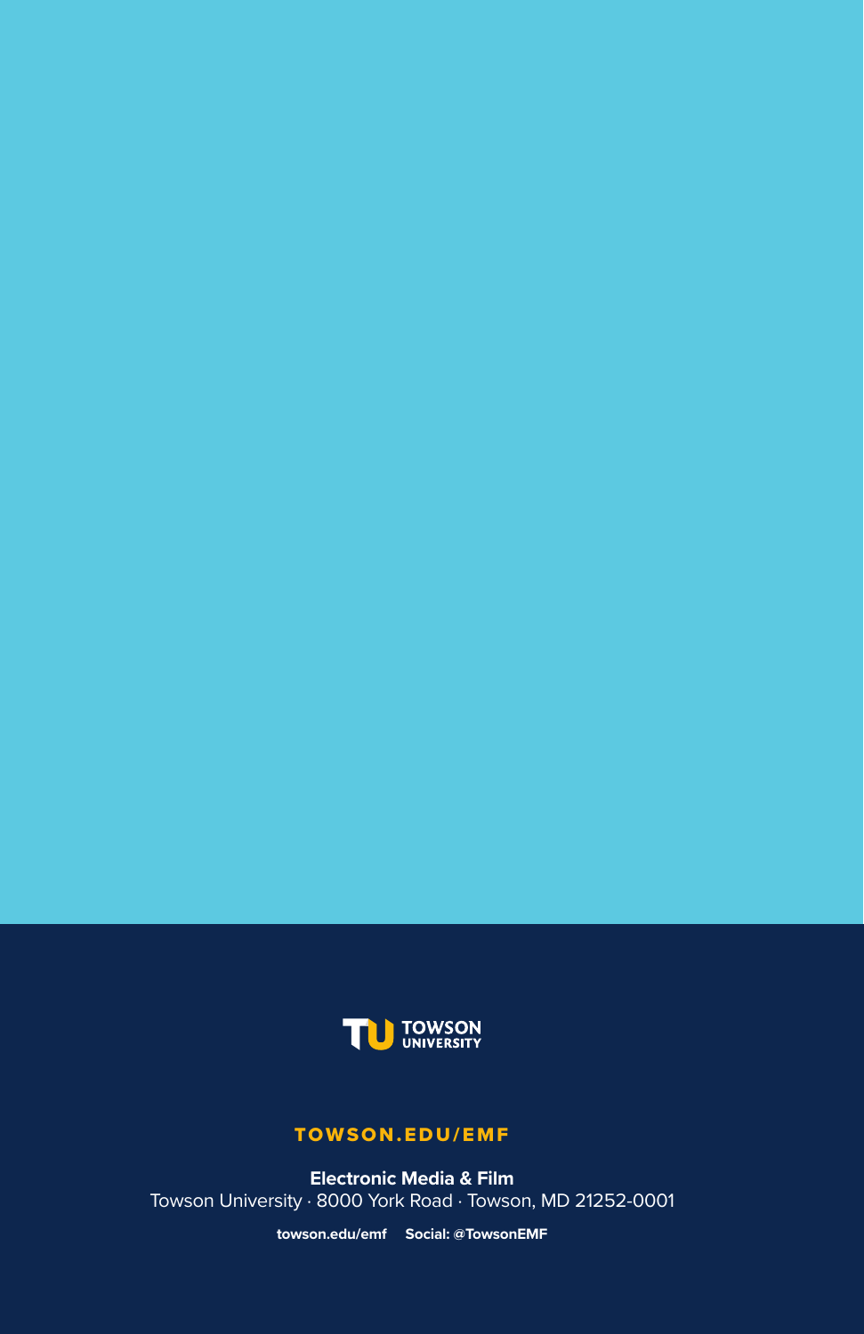TOWSON UNIVERSITY

**TOWSON.EDU/EMF**

**Electronic Media & Film**
Towson University · 8000 York Road · Towson, MD 21252-0001

**towson.edu/emf** **Social: @TowsonEMF**